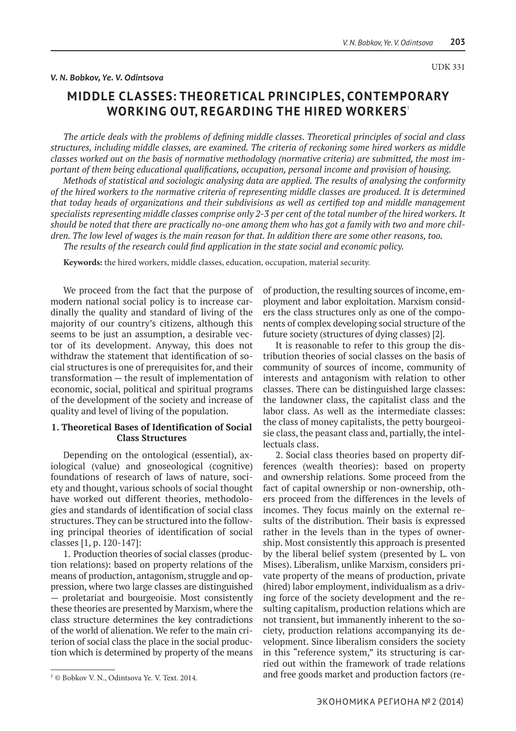UDK 331

*V. N. Bobkov, Ye. V. Odintsova*

# MIDDLE CLASSES: THEORETICAL PRINCIPLES, CONTEMPORARY WORKING OUT, REGARDING THE HIRED WORKERS[1]

*The article deals with the problems of defining middle classes. Theoretical principles of social and class structures, including middle classes, are examined. The criteria of reckoning some hired workers as middle classes worked out on the basis of normative methodology (normative criteria) are submitted, the most important of them being educational qualifications, occupation, personal income and provision of housing.*

*Methods of statistical and sociologic analysing data are applied. The results of analysing the conformity of the hired workers to the normative criteria of representing middle classes are produced. It is determined that today heads of organizations and their subdivisions as well as certified top and middle management specialists representing middle classes comprise only 2-3 per cent of the total number of the hired workers. It should be noted that there are practically no-one among them who has got a family with two and more children. The low level of wages is the main reason for that. In addition there are some other reasons, too.*

*The results of the research could find application in the state social and economic policy.*

**Keywords:** the hired workers, middle classes, education, occupation, material security.

We proceed from the fact that the purpose of modern national social policy is to increase cardinally the quality and standard of living of the majority of our country's citizens, although this seems to be just an assumption, a desirable vector of its development. Anyway, this does not withdraw the statement that identification of social structures is one of prerequisites for, and their transformation — the result of implementation of economic, social, political and spiritual programs of the development of the society and increase of quality and level of living of the population.

## 1. Theoretical Bases of Identification of Social Class Structures

Depending on the ontological (essential), axiological (value) and gnoseological (cognitive) foundations of research of laws of nature, society and thought, various schools of social thought have worked out different theories, methodologies and standards of identification of social class structures. They can be structured into the following principal theories of identification of social classes [1, p. 120-147]:

1. Production theories of social classes (production relations): based on property relations of the means of production, antagonism, struggle and oppression, where two large classes are distinguished — proletariat and bourgeoisie. Most consistently these theories are presented by Marxism, where the class structure determines the key contradictions of the world of alienation. We refer to the main criterion of social class the place in the social production which is determined by property of the means of production, the resulting sources of income, employment and labor exploitation. Marxism considers the class structures only as one of the components of complex developing social structure of the future society (structures of dying classes) [2].

It is reasonable to refer to this group the distribution theories of social classes on the basis of community of sources of income, community of interests and antagonism with relation to other classes. There can be distinguished large classes: the landowner class, the capitalist class and the labor class. As well as the intermediate classes: the class of money capitalists, the petty bourgeoisie class, the peasant class and, partially, the intellectuals class.

2. Social class theories based on property differences (wealth theories): based on property and ownership relations. Some proceed from the fact of capital ownership or non-ownership, others proceed from the differences in the levels of incomes. They focus mainly on the external results of the distribution. Their basis is expressed rather in the levels than in the types of ownership. Most consistently this approach is presented by the liberal belief system (presented by L. von Mises). Liberalism, unlike Marxism, considers private property of the means of production, private (hired) labor employment, individualism as a driving force of the society development and the resulting capitalism, production relations which are not transient, but immanently inherent to the society, production relations accompanying its development. Since liberalism considers the society in this "reference system," its structuring is carried out within the framework of trade relations and free goods market and production factors (re-

[1] © Bobkov V. N., Odintsova Ye. V. Text. 2014.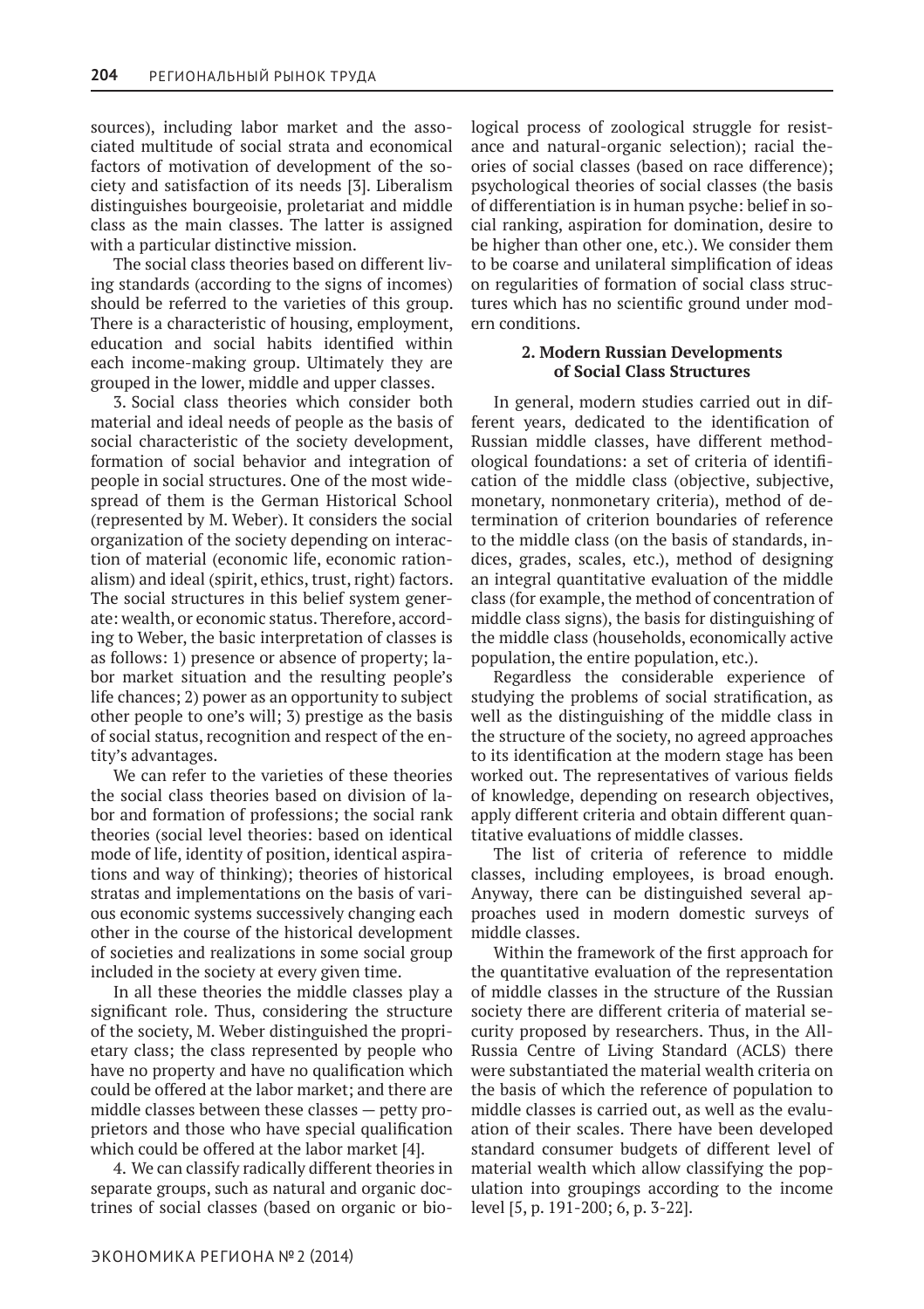sources), including labor market and the associated multitude of social strata and economical factors of motivation of development of the society and satisfaction of its needs [3]. Liberalism distinguishes bourgeoisie, proletariat and middle class as the main classes. The latter is assigned with a particular distinctive mission.

The social class theories based on different living standards (according to the signs of incomes) should be referred to the varieties of this group. There is a characteristic of housing, employment, education and social habits identified within each income-making group. Ultimately they are grouped in the lower, middle and upper classes.

3. Social class theories which consider both material and ideal needs of people as the basis of social characteristic of the society development, formation of social behavior and integration of people in social structures. One of the most widespread of them is the German Historical School (represented by M. Weber). It considers the social organization of the society depending on interaction of material (economic life, economic rationalism) and ideal (spirit, ethics, trust, right) factors. The social structures in this belief system generate: wealth, or economic status. Therefore, according to Weber, the basic interpretation of classes is as follows: 1) presence or absence of property; labor market situation and the resulting people's life chances; 2) power as an opportunity to subject other people to one's will; 3) prestige as the basis of social status, recognition and respect of the entity's advantages.

We can refer to the varieties of these theories the social class theories based on division of labor and formation of professions; the social rank theories (social level theories: based on identical mode of life, identity of position, identical aspirations and way of thinking); theories of historical stratas and implementations on the basis of various economic systems successively changing each other in the course of the historical development of societies and realizations in some social group included in the society at every given time.

In all these theories the middle classes play a significant role. Thus, considering the structure of the society, M. Weber distinguished the proprietary class; the class represented by people who have no property and have no qualification which could be offered at the labor market; and there are middle classes between these classes — petty proprietors and those who have special qualification which could be offered at the labor market [4].

4. We can classify radically different theories in separate groups, such as natural and organic doctrines of social classes (based on organic or biological process of zoological struggle for resistance and natural-organic selection); racial theories of social classes (based on race difference); psychological theories of social classes (the basis of differentiation is in human psyche: belief in social ranking, aspiration for domination, desire to be higher than other one, etc.). We consider them to be coarse and unilateral simplification of ideas on regularities of formation of social class structures which has no scientific ground under modern conditions.

## 2. Modern Russian Developments of Social Class Structures

In general, modern studies carried out in different years, dedicated to the identification of Russian middle classes, have different methodological foundations: a set of criteria of identification of the middle class (objective, subjective, monetary, nonmonetary criteria), method of determination of criterion boundaries of reference to the middle class (on the basis of standards, indices, grades, scales, etc.), method of designing an integral quantitative evaluation of the middle class (for example, the method of concentration of middle class signs), the basis for distinguishing of the middle class (households, economically active population, the entire population, etc.).

Regardless the considerable experience of studying the problems of social stratification, as well as the distinguishing of the middle class in the structure of the society, no agreed approaches to its identification at the modern stage has been worked out. The representatives of various fields of knowledge, depending on research objectives, apply different criteria and obtain different quantitative evaluations of middle classes.

The list of criteria of reference to middle classes, including employees, is broad enough. Anyway, there can be distinguished several approaches used in modern domestic surveys of middle classes.

Within the framework of the first approach for the quantitative evaluation of the representation of middle classes in the structure of the Russian society there are different criteria of material security proposed by researchers. Thus, in the All-Russia Centre of Living Standard (ACLS) there were substantiated the material wealth criteria on the basis of which the reference of population to middle classes is carried out, as well as the evaluation of their scales. There have been developed standard consumer budgets of different level of material wealth which allow classifying the population into groupings according to the income level [5, p. 191-200; 6, p. 3-22].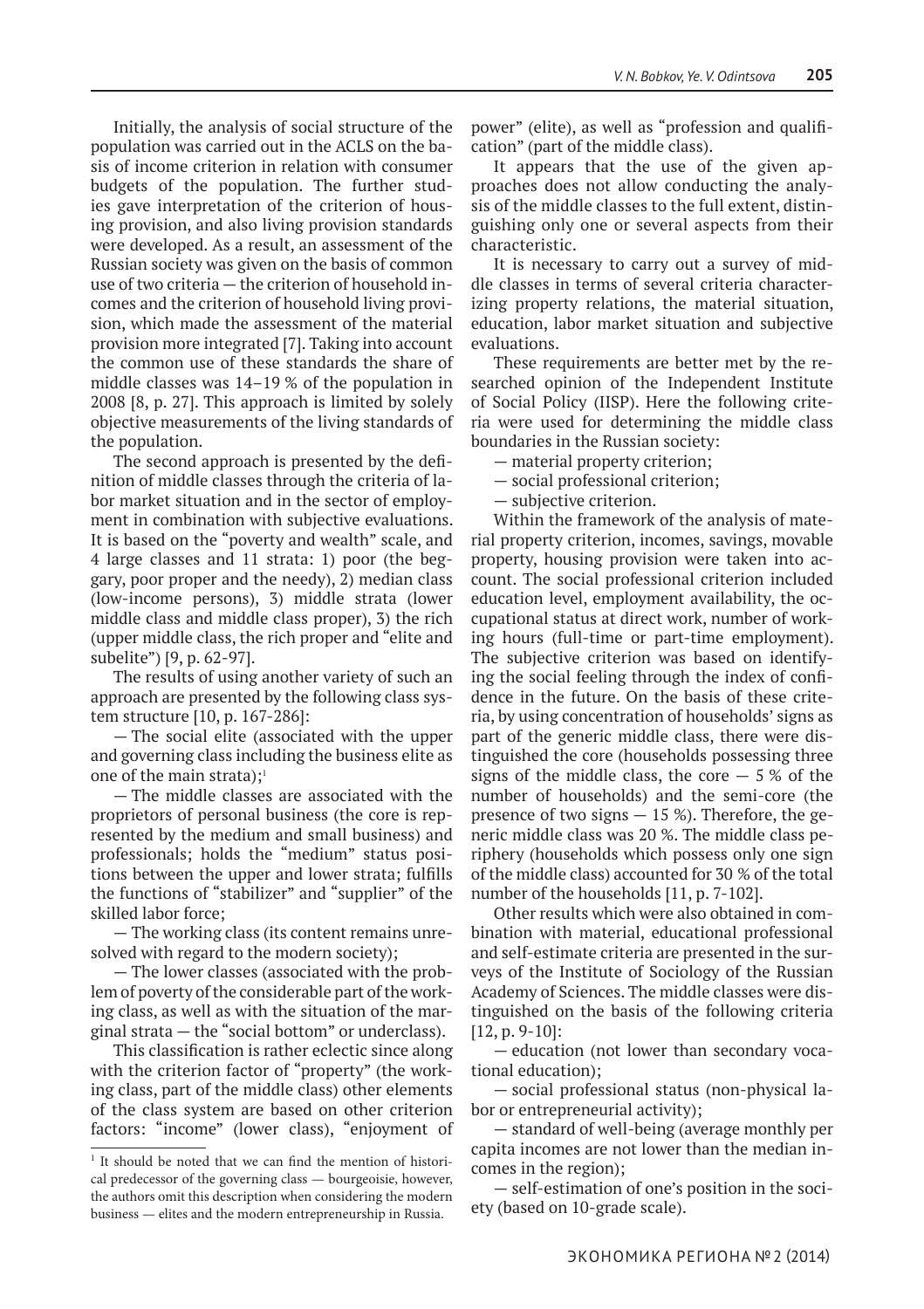Initially, the analysis of social structure of the population was carried out in the ACLS on the basis of income criterion in relation with consumer budgets of the population. The further studies gave interpretation of the criterion of housing provision, and also living provision standards were developed. As a result, an assessment of the Russian society was given on the basis of common use of two criteria — the criterion of household incomes and the criterion of household living provision, which made the assessment of the material provision more integrated [7]. Taking into account the common use of these standards the share of middle classes was 14–19 % of the population in 2008 [8, p. 27]. This approach is limited by solely objective measurements of the living standards of the population.

The second approach is presented by the definition of middle classes through the criteria of labor market situation and in the sector of employment in combination with subjective evaluations. It is based on the "poverty and wealth" scale, and 4 large classes and 11 strata: 1) poor (the beggary, poor proper and the needy), 2) median class (low-income persons), 3) middle strata (lower middle class and middle class proper), 3) the rich (upper middle class, the rich proper and "elite and subelite") [9, p. 62-97].

The results of using another variety of such an approach are presented by the following class system structure [10, p. 167-286]:

— The social elite (associated with the upper and governing class including the business elite as one of the main strata);[1]

— The middle classes are associated with the proprietors of personal business (the core is represented by the medium and small business) and professionals; holds the "medium" status positions between the upper and lower strata; fulfills the functions of "stabilizer" and "supplier" of the skilled labor force;

— The working class (its content remains unresolved with regard to the modern society);

— The lower classes (associated with the problem of poverty of the considerable part of the working class, as well as with the situation of the marginal strata — the "social bottom" or underclass).

This classification is rather eclectic since along with the criterion factor of "property" (the working class, part of the middle class) other elements of the class system are based on other criterion factors: "income" (lower class), "enjoyment of power" (elite), as well as "profession and qualification" (part of the middle class).

It appears that the use of the given approaches does not allow conducting the analysis of the middle classes to the full extent, distinguishing only one or several aspects from their characteristic.

It is necessary to carry out a survey of middle classes in terms of several criteria characterizing property relations, the material situation, education, labor market situation and subjective evaluations.

These requirements are better met by the researched opinion of the Independent Institute of Social Policy (IISP). Here the following criteria were used for determining the middle class boundaries in the Russian society:

— material property criterion;

— social professional criterion;

— subjective criterion.

Within the framework of the analysis of material property criterion, incomes, savings, movable property, housing provision were taken into account. The social professional criterion included education level, employment availability, the occupational status at direct work, number of working hours (full-time or part-time employment). The subjective criterion was based on identifying the social feeling through the index of confidence in the future. On the basis of these criteria, by using concentration of households' signs as part of the generic middle class, there were distinguished the core (households possessing three signs of the middle class, the core — 5 % of the number of households) and the semi-core (the presence of two signs — 15 %). Therefore, the generic middle class was 20 %. The middle class periphery (households which possess only one sign of the middle class) accounted for 30 % of the total number of the households [11, p. 7-102].

Other results which were also obtained in combination with material, educational professional and self-estimate criteria are presented in the surveys of the Institute of Sociology of the Russian Academy of Sciences. The middle classes were distinguished on the basis of the following criteria [12, p. 9-10]:

— education (not lower than secondary vocational education);

— social professional status (non-physical labor or entrepreneurial activity);

— standard of well-being (average monthly per capita incomes are not lower than the median incomes in the region);

— self-estimation of one's position in the society (based on 10-grade scale).

[1] It should be noted that we can find the mention of historical predecessor of the governing class — bourgeoisie, however, the authors omit this description when considering the modern business — elites and the modern entrepreneurship in Russia.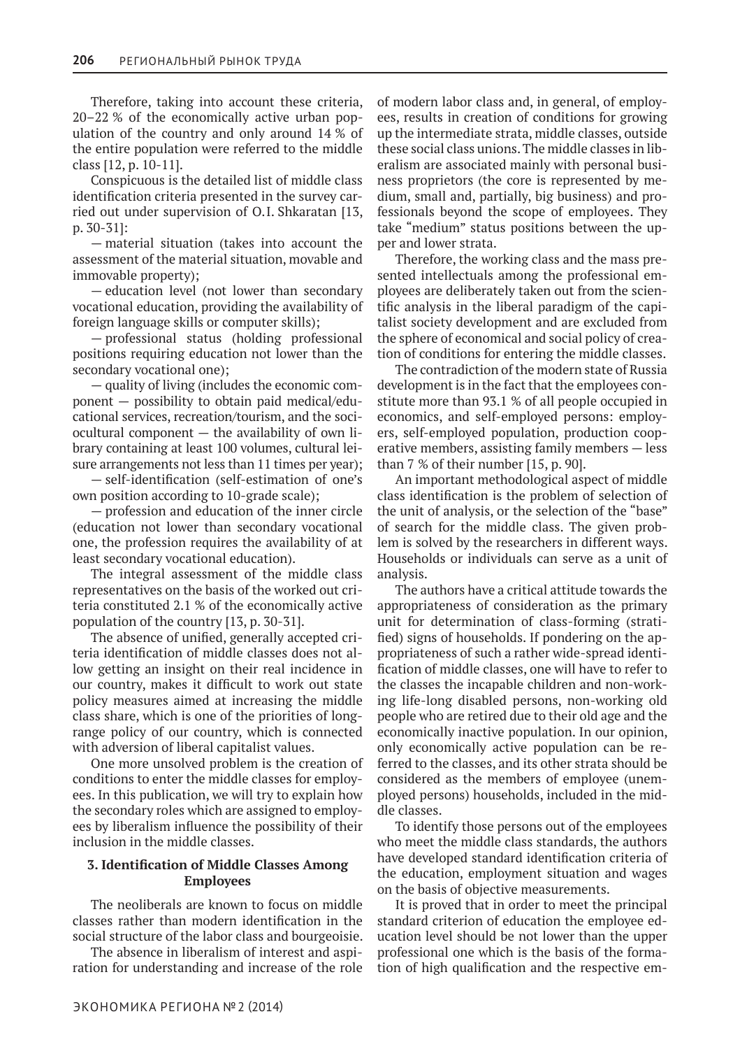Therefore, taking into account these criteria, 20–22 % of the economically active urban population of the country and only around 14 % of the entire population were referred to the middle class [12, p. 10-11].

Conspicuous is the detailed list of middle class identification criteria presented in the survey carried out under supervision of O.I. Shkaratan [13, p. 30-31]:

— material situation (takes into account the assessment of the material situation, movable and immovable property);

— education level (not lower than secondary vocational education, providing the availability of foreign language skills or computer skills);

— professional status (holding professional positions requiring education not lower than the secondary vocational one);

— quality of living (includes the economic component — possibility to obtain paid medical/educational services, recreation/tourism, and the sociocultural component — the availability of own library containing at least 100 volumes, cultural leisure arrangements not less than 11 times per year);

— self-identification (self-estimation of one's own position according to 10-grade scale);

— profession and education of the inner circle (education not lower than secondary vocational one, the profession requires the availability of at least secondary vocational education).

The integral assessment of the middle class representatives on the basis of the worked out criteria constituted 2.1 % of the economically active population of the country [13, p. 30-31].

The absence of unified, generally accepted criteria identification of middle classes does not allow getting an insight on their real incidence in our country, makes it difficult to work out state policy measures aimed at increasing the middle class share, which is one of the priorities of long-range policy of our country, which is connected with adversion of liberal capitalist values.

One more unsolved problem is the creation of conditions to enter the middle classes for employees. In this publication, we will try to explain how the secondary roles which are assigned to employees by liberalism influence the possibility of their inclusion in the middle classes.

### 3. Identification of Middle Classes Among Employees

The neoliberals are known to focus on middle classes rather than modern identification in the social structure of the labor class and bourgeoisie.

The absence in liberalism of interest and aspiration for understanding and increase of the role of modern labor class and, in general, of employees, results in creation of conditions for growing up the intermediate strata, middle classes, outside these social class unions. The middle classes in liberalism are associated mainly with personal business proprietors (the core is represented by medium, small and, partially, big business) and professionals beyond the scope of employees. They take "medium" status positions between the upper and lower strata.

Therefore, the working class and the mass presented intellectuals among the professional employees are deliberately taken out from the scientific analysis in the liberal paradigm of the capitalist society development and are excluded from the sphere of economical and social policy of creation of conditions for entering the middle classes.

The contradiction of the modern state of Russia development is in the fact that the employees constitute more than 93.1 % of all people occupied in economics, and self-employed persons: employers, self-employed population, production cooperative members, assisting family members — less than 7 % of their number [15, p. 90].

An important methodological aspect of middle class identification is the problem of selection of the unit of analysis, or the selection of the "base" of search for the middle class. The given problem is solved by the researchers in different ways. Households or individuals can serve as a unit of analysis.

The authors have a critical attitude towards the appropriateness of consideration as the primary unit for determination of class-forming (stratified) signs of households. If pondering on the appropriateness of such a rather wide-spread identification of middle classes, one will have to refer to the classes the incapable children and non-working life-long disabled persons, non-working old people who are retired due to their old age and the economically inactive population. In our opinion, only economically active population can be referred to the classes, and its other strata should be considered as the members of employee (unemployed persons) households, included in the middle classes.

To identify those persons out of the employees who meet the middle class standards, the authors have developed standard identification criteria of the education, employment situation and wages on the basis of objective measurements.

It is proved that in order to meet the principal standard criterion of education the employee education level should be not lower than the upper professional one which is the basis of the formation of high qualification and the respective em-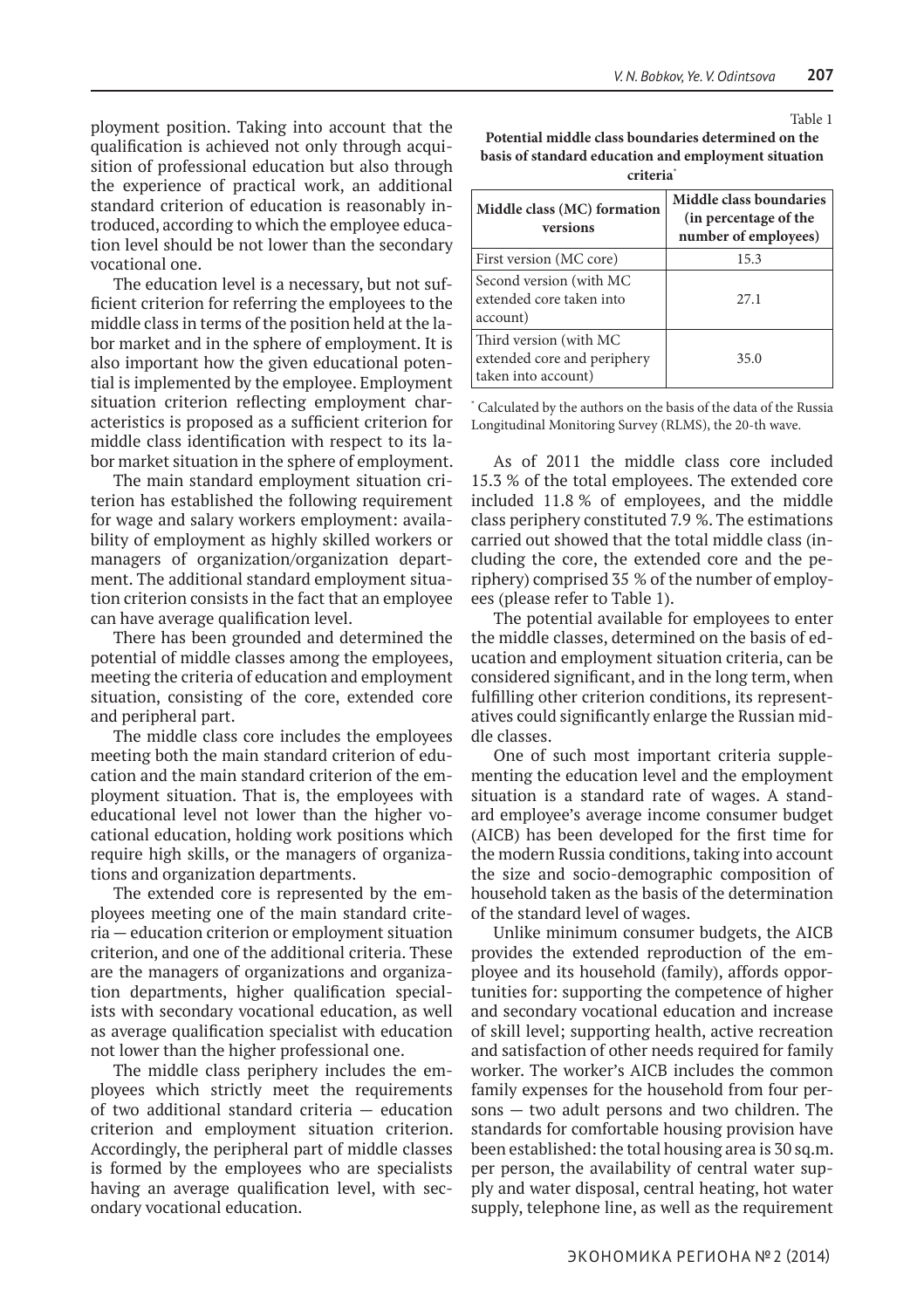ployment position. Taking into account that the qualification is achieved not only through acquisition of professional education but also through the experience of practical work, an additional standard criterion of education is reasonably introduced, according to which the employee education level should be not lower than the secondary vocational one.

The education level is a necessary, but not sufficient criterion for referring the employees to the middle class in terms of the position held at the labor market and in the sphere of employment. It is also important how the given educational potential is implemented by the employee. Employment situation criterion reflecting employment characteristics is proposed as a sufficient criterion for middle class identification with respect to its labor market situation in the sphere of employment.

The main standard employment situation criterion has established the following requirement for wage and salary workers employment: availability of employment as highly skilled workers or managers of organization/organization department. The additional standard employment situation criterion consists in the fact that an employee can have average qualification level.

There has been grounded and determined the potential of middle classes among the employees, meeting the criteria of education and employment situation, consisting of the core, extended core and peripheral part.

The middle class core includes the employees meeting both the main standard criterion of education and the main standard criterion of the employment situation. That is, the employees with educational level not lower than the higher vocational education, holding work positions which require high skills, or the managers of organizations and organization departments.

The extended core is represented by the employees meeting one of the main standard criteria — education criterion or employment situation criterion, and one of the additional criteria. These are the managers of organizations and organization departments, higher qualification specialists with secondary vocational education, as well as average qualification specialist with education not lower than the higher professional one.

The middle class periphery includes the employees which strictly meet the requirements of two additional standard criteria — education criterion and employment situation criterion. Accordingly, the peripheral part of middle classes is formed by the employees who are specialists having an average qualification level, with secondary vocational education.

Table 1

**Potential middle class boundaries determined on the basis of standard education and employment situation criteria***

| Middle class (MC) formation versions | Middle class boundaries (in percentage of the number of employees) |
|---|---|
| First version (MC core) | 15.3 |
| Second version (with MC extended core taken into account) | 27.1 |
| Third version (with MC extended core and periphery taken into account) | 35.0 |

* Calculated by the authors on the basis of the data of the Russia Longitudinal Monitoring Survey (RLMS), the 20-th wave.

As of 2011 the middle class core included 15.3 % of the total employees. The extended core included 11.8 % of employees, and the middle class periphery constituted 7.9 %. The estimations carried out showed that the total middle class (including the core, the extended core and the periphery) comprised 35 % of the number of employees (please refer to Table 1).

The potential available for employees to enter the middle classes, determined on the basis of education and employment situation criteria, can be considered significant, and in the long term, when fulfilling other criterion conditions, its representatives could significantly enlarge the Russian middle classes.

One of such most important criteria supplementing the education level and the employment situation is a standard rate of wages. A standard employee's average income consumer budget (AICB) has been developed for the first time for the modern Russia conditions, taking into account the size and socio-demographic composition of household taken as the basis of the determination of the standard level of wages.

Unlike minimum consumer budgets, the AICB provides the extended reproduction of the employee and its household (family), affords opportunities for: supporting the competence of higher and secondary vocational education and increase of skill level; supporting health, active recreation and satisfaction of other needs required for family worker. The worker's AICB includes the common family expenses for the household from four persons — two adult persons and two children. The standards for comfortable housing provision have been established: the total housing area is 30 sq.m. per person, the availability of central water supply and water disposal, central heating, hot water supply, telephone line, as well as the requirement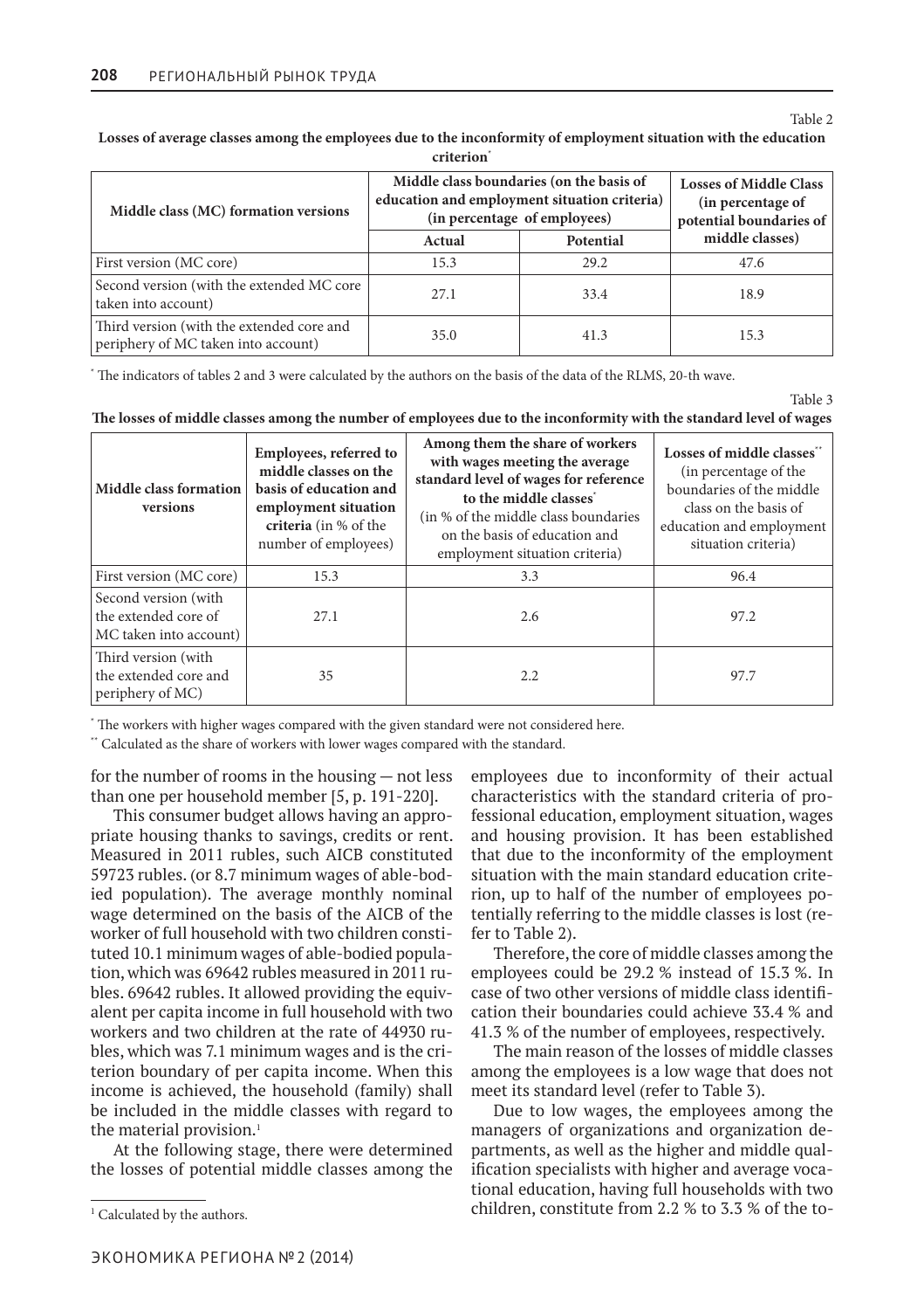Table 2

**Losses of average classes among the employees due to the inconformity of employment situation with the education criterion***

| Middle class (MC) formation versions | Middle class boundaries (on the basis of education and employment situation criteria) (in percentage of employees) | | Losses of Middle Class (in percentage of potential boundaries of middle classes) |
|---|---|---|---|
| | Actual | Potential | |
| First version (MC core) | 15.3 | 29.2 | 47.6 |
| Second version (with the extended MC core taken into account) | 27.1 | 33.4 | 18.9 |
| Third version (with the extended core and periphery of MC taken into account) | 35.0 | 41.3 | 15.3 |

* The indicators of tables 2 and 3 were calculated by the authors on the basis of the data of the RLMS, 20-th wave.

Table 3

**The losses of middle classes among the number of employees due to the inconformity with the standard level of wages**

| Middle class formation versions | Employees, referred to middle classes on the basis of education and employment situation criteria (in % of the number of employees) | Among them the share of workers with wages meeting the average standard level of wages for reference to the middle classes* (in % of the middle class boundaries on the basis of education and employment situation criteria) | Losses of middle classes** (in percentage of the boundaries of the middle class on the basis of education and employment situation criteria) |
|---|---|---|---|
| First version (MC core) | 15.3 | 3.3 | 96.4 |
| Second version (with the extended core of MC taken into account) | 27.1 | 2.6 | 97.2 |
| Third version (with the extended core and periphery of MC) | 35 | 2.2 | 97.7 |

* The workers with higher wages compared with the given standard were not considered here.

** Calculated as the share of workers with lower wages compared with the standard.

for the number of rooms in the housing — not less than one per household member [5, p. 191-220].

This consumer budget allows having an appropriate housing thanks to savings, credits or rent. Measured in 2011 rubles, such AICB constituted 59723 rubles. (or 8.7 minimum wages of able-bodied population). The average monthly nominal wage determined on the basis of the AICB of the worker of full household with two children constituted 10.1 minimum wages of able-bodied population, which was 69642 rubles measured in 2011 rubles. 69642 rubles. It allowed providing the equivalent per capita income in full household with two workers and two children at the rate of 44930 rubles, which was 7.1 minimum wages and is the criterion boundary of per capita income. When this income is achieved, the household (family) shall be included in the middle classes with regard to the material provision.[1]

At the following stage, there were determined the losses of potential middle classes among the employees due to inconformity of their actual characteristics with the standard criteria of professional education, employment situation, wages and housing provision. It has been established that due to the inconformity of the employment situation with the main standard education criterion, up to half of the number of employees potentially referring to the middle classes is lost (refer to Table 2).

Therefore, the core of middle classes among the employees could be 29.2 % instead of 15.3 %. In case of two other versions of middle class identification their boundaries could achieve 33.4 % and 41.3 % of the number of employees, respectively.

The main reason of the losses of middle classes among the employees is a low wage that does not meet its standard level (refer to Table 3).

Due to low wages, the employees among the managers of organizations and organization departments, as well as the higher and middle qualification specialists with higher and average vocational education, having full households with two children, constitute from 2.2 % to 3.3 % of the to-

[1] Calculated by the authors.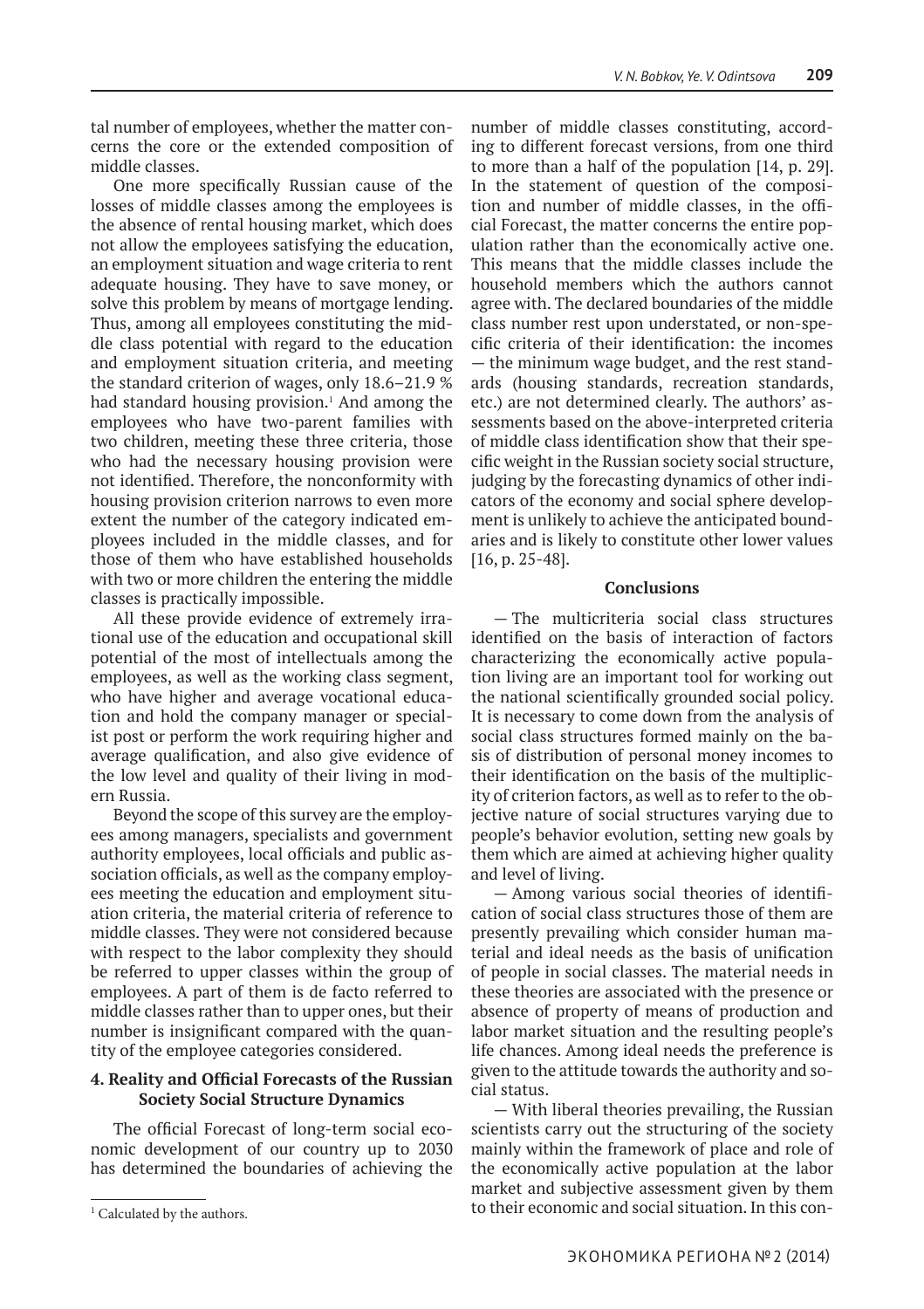tal number of employees, whether the matter concerns the core or the extended composition of middle classes.

One more specifically Russian cause of the losses of middle classes among the employees is the absence of rental housing market, which does not allow the employees satisfying the education, an employment situation and wage criteria to rent adequate housing. They have to save money, or solve this problem by means of mortgage lending. Thus, among all employees constituting the middle class potential with regard to the education and employment situation criteria, and meeting the standard criterion of wages, only 18.6–21.9 % had standard housing provision.[1] And among the employees who have two-parent families with two children, meeting these three criteria, those who had the necessary housing provision were not identified. Therefore, the nonconformity with housing provision criterion narrows to even more extent the number of the category indicated employees included in the middle classes, and for those of them who have established households with two or more children the entering the middle classes is practically impossible.

All these provide evidence of extremely irrational use of the education and occupational skill potential of the most of intellectuals among the employees, as well as the working class segment, who have higher and average vocational education and hold the company manager or specialist post or perform the work requiring higher and average qualification, and also give evidence of the low level and quality of their living in modern Russia.

Beyond the scope of this survey are the employees among managers, specialists and government authority employees, local officials and public association officials, as well as the company employees meeting the education and employment situation criteria, the material criteria of reference to middle classes. They were not considered because with respect to the labor complexity they should be referred to upper classes within the group of employees. A part of them is de facto referred to middle classes rather than to upper ones, but their number is insignificant compared with the quantity of the employee categories considered.

## 4. Reality and Official Forecasts of the Russian Society Social Structure Dynamics

The official Forecast of long-term social economic development of our country up to 2030 has determined the boundaries of achieving the number of middle classes constituting, according to different forecast versions, from one third to more than a half of the population [14, p. 29]. In the statement of question of the composition and number of middle classes, in the official Forecast, the matter concerns the entire population rather than the economically active one. This means that the middle classes include the household members which the authors cannot agree with. The declared boundaries of the middle class number rest upon understated, or non-specific criteria of their identification: the incomes — the minimum wage budget, and the rest standards (housing standards, recreation standards, etc.) are not determined clearly. The authors' assessments based on the above-interpreted criteria of middle class identification show that their specific weight in the Russian society social structure, judging by the forecasting dynamics of other indicators of the economy and social sphere development is unlikely to achieve the anticipated boundaries and is likely to constitute other lower values [16, p. 25-48].

## Conclusions

— The multicriteria social class structures identified on the basis of interaction of factors characterizing the economically active population living are an important tool for working out the national scientifically grounded social policy. It is necessary to come down from the analysis of social class structures formed mainly on the basis of distribution of personal money incomes to their identification on the basis of the multiplicity of criterion factors, as well as to refer to the objective nature of social structures varying due to people's behavior evolution, setting new goals by them which are aimed at achieving higher quality and level of living.

— Among various social theories of identification of social class structures those of them are presently prevailing which consider human material and ideal needs as the basis of unification of people in social classes. The material needs in these theories are associated with the presence or absence of property of means of production and labor market situation and the resulting people's life chances. Among ideal needs the preference is given to the attitude towards the authority and social status.

— With liberal theories prevailing, the Russian scientists carry out the structuring of the society mainly within the framework of place and role of the economically active population at the labor market and subjective assessment given by them to their economic and social situation. In this con-

[1] Calculated by the authors.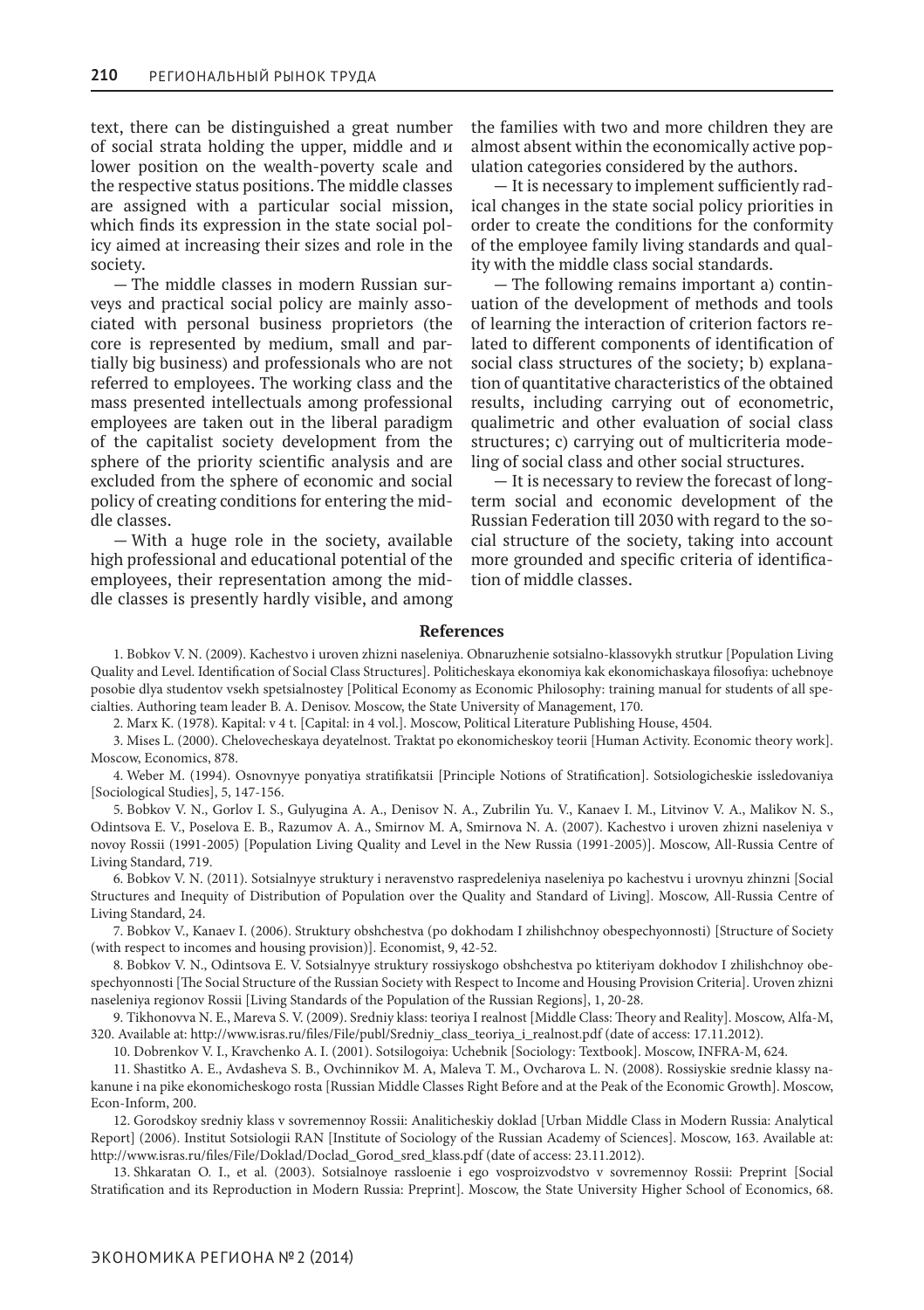text, there can be distinguished a great number of social strata holding the upper, middle and и lower position on the wealth-poverty scale and the respective status positions. The middle classes are assigned with a particular social mission, which finds its expression in the state social policy aimed at increasing their sizes and role in the society.

— The middle classes in modern Russian surveys and practical social policy are mainly associated with personal business proprietors (the core is represented by medium, small and partially big business) and professionals who are not referred to employees. The working class and the mass presented intellectuals among professional employees are taken out in the liberal paradigm of the capitalist society development from the sphere of the priority scientific analysis and are excluded from the sphere of economic and social policy of creating conditions for entering the middle classes.

— With a huge role in the society, available high professional and educational potential of the employees, their representation among the middle classes is presently hardly visible, and among the families with two and more children they are almost absent within the economically active population categories considered by the authors.

— It is necessary to implement sufficiently radical changes in the state social policy priorities in order to create the conditions for the conformity of the employee family living standards and quality with the middle class social standards.

— The following remains important a) continuation of the development of methods and tools of learning the interaction of criterion factors related to different components of identification of social class structures of the society; b) explanation of quantitative characteristics of the obtained results, including carrying out of econometric, qualimetric and other evaluation of social class structures; c) carrying out of multicriteria modeling of social class and other social structures.

— It is necessary to review the forecast of long-term social and economic development of the Russian Federation till 2030 with regard to the social structure of the society, taking into account more grounded and specific criteria of identification of middle classes.

## References

1. Bobkov V. N. (2009). Kachestvo i uroven zhizni naseleniya. Obnaruzhenie sotsialno-klassovykh strutkur [Population Living Quality and Level. Identification of Social Class Structures]. Politicheskaya ekonomiya kak ekonomichaskaya filosofiya: uchebnoye posobie dlya studentov vsekh spetsialnostey [Political Economy as Economic Philosophy: training manual for students of all specialties. Authoring team leader B. A. Denisov. Moscow, the State University of Management, 170.

2. Marx K. (1978). Kapital: v 4 t. [Capital: in 4 vol.]. Moscow, Political Literature Publishing House, 4504.

3. Mises L. (2000). Chelovecheskaya deyatelnost. Traktat po ekonomicheskoy teorii [Human Activity. Economic theory work]. Moscow, Economics, 878.

4. Weber M. (1994). Osnovnyye ponyatiya stratifikatsii [Principle Notions of Stratification]. Sotsiologicheskie issledovaniya [Sociological Studies], 5, 147-156.

5. Bobkov V. N., Gorlov I. S., Gulyugina A. A., Denisov N. A., Zubrilin Yu. V., Kanaev I. M., Litvinov V. A., Malikov N. S., Odintsova E. V., Poselova E. B., Razumov A. A., Smirnov M. A, Smirnova N. A. (2007). Kachestvo i uroven zhizni naseleniya v novoy Rossii (1991-2005) [Population Living Quality and Level in the New Russia (1991-2005)]. Moscow, All-Russia Centre of Living Standard, 719.

6. Bobkov V. N. (2011). Sotsialnyye struktury i neravenstvo raspredeleniya naseleniya po kachestvu i urovnyu zhinzni [Social Structures and Inequity of Distribution of Population over the Quality and Standard of Living]. Moscow, All-Russia Centre of Living Standard, 24.

7. Bobkov V., Kanaev I. (2006). Struktury obshchestva (po dokhodam I zhilishchnoy obespechyonnosti) [Structure of Society (with respect to incomes and housing provision)]. Economist, 9, 42-52.

8. Bobkov V. N., Odintsova E. V. Sotsialnyye struktury rossiyskogo obshchestva po ktiteriyam dokhodov I zhilishchnoy obespechyonnosti [The Social Structure of the Russian Society with Respect to Income and Housing Provision Criteria]. Uroven zhizni naseleniya regionov Rossii [Living Standards of the Population of the Russian Regions], 1, 20-28.

9. Tikhonovva N. E., Mareva S. V. (2009). Sredniy klass: teoriya I realnost [Middle Class: Theory and Reality]. Moscow, Alfa-M, 320. Available at: http://www.isras.ru/files/File/publ/Sredniy_class_teoriya_i_realnost.pdf (date of access: 17.11.2012).

10. Dobrenkov V. I., Kravchenko A. I. (2001). Sotsilogoiya: Uchebnik [Sociology: Textbook]. Moscow, INFRA-M, 624.

11. Shastitko A. E., Avdasheva S. B., Ovchinnikov M. A, Maleva T. M., Ovcharova L. N. (2008). Rossiyskie srednie klassy nakanune i na pike ekonomicheskogo rosta [Russian Middle Classes Right Before and at the Peak of the Economic Growth]. Moscow, Econ-Inform, 200.

12. Gorodskoy sredniy klass v sovremennoy Rossii: Analiticheskiy doklad [Urban Middle Class in Modern Russia: Analytical Report] (2006). Institut Sotsiologii RAN [Institute of Sociology of the Russian Academy of Sciences]. Moscow, 163. Available at: http://www.isras.ru/files/File/Doklad/Doclad_Gorod_sred_klass.pdf (date of access: 23.11.2012).

13. Shkaratan O. I., et al. (2003). Sotsialnoye rassloenie i ego vosproizvodstvo v sovremennoy Rossii: Preprint [Social Stratification and its Reproduction in Modern Russia: Preprint]. Moscow, the State University Higher School of Economics, 68.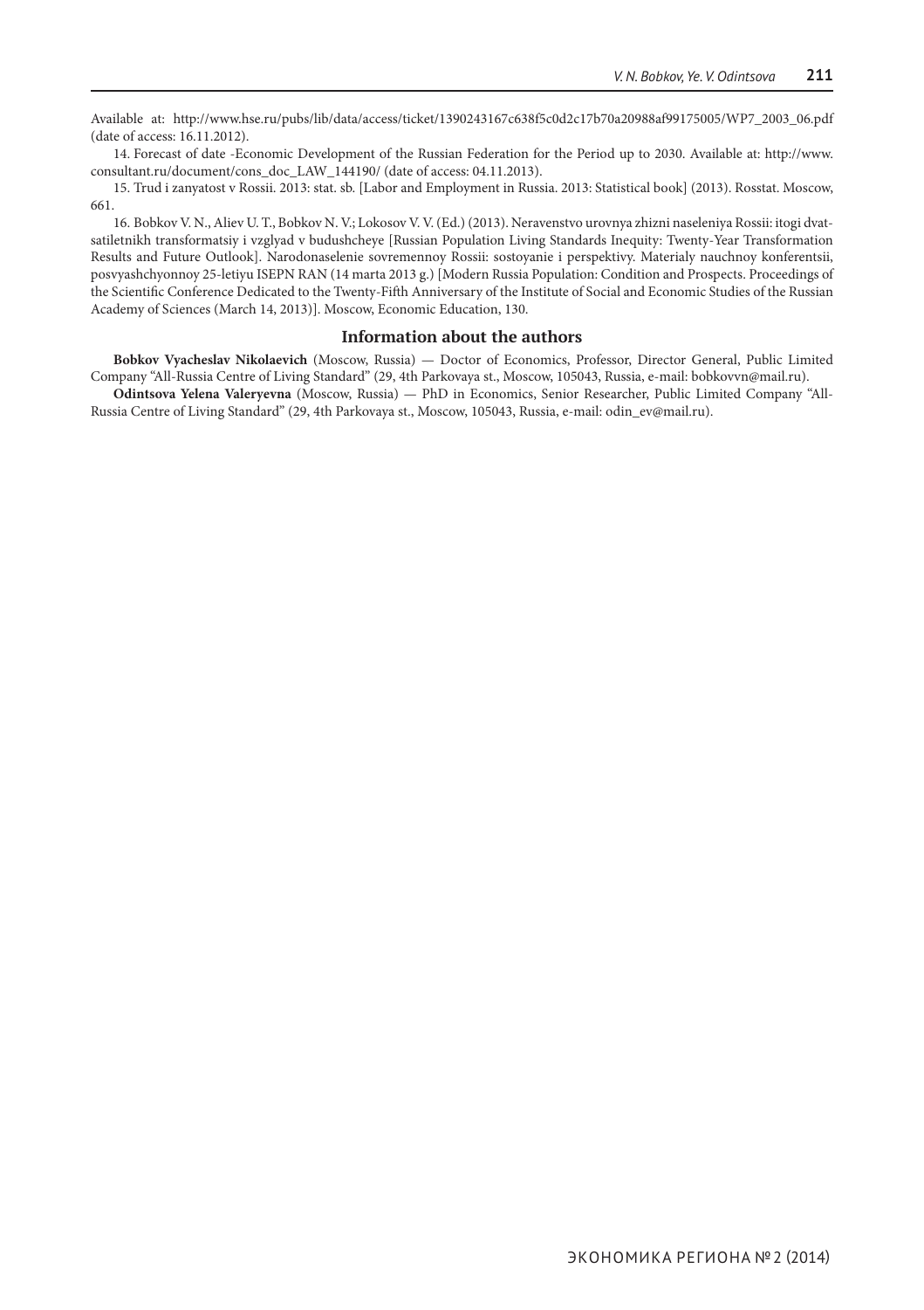Available at: http://www.hse.ru/pubs/lib/data/access/ticket/1390243167c638f5c0d2c17b70a20988af99175005/WP7_2003_06.pdf (date of access: 16.11.2012).

14. Forecast of date -Economic Development of the Russian Federation for the Period up to 2030. Available at: http://www.consultant.ru/document/cons_doc_LAW_144190/ (date of access: 04.11.2013).

15. Trud i zanyatost v Rossii. 2013: stat. sb. [Labor and Employment in Russia. 2013: Statistical book] (2013). Rosstat. Moscow, 661.

16. Bobkov V. N., Aliev U. T., Bobkov N. V.; Lokosov V. V. (Ed.) (2013). Neravenstvo urovnya zhizni naseleniya Rossii: itogi dvatsatiletnikh transformatsiy i vzglyad v budushcheye [Russian Population Living Standards Inequity: Twenty-Year Transformation Results and Future Outlook]. Narodonaselenie sovremennoy Rossii: sostoyanie i perspektivy. Materialy nauchnoy konferentsii, posvyashchyonnoy 25-letiyu ISEPN RAN (14 marta 2013 g.) [Modern Russia Population: Condition and Prospects. Proceedings of the Scientific Conference Dedicated to the Twenty-Fifth Anniversary of the Institute of Social and Economic Studies of the Russian Academy of Sciences (March 14, 2013)]. Moscow, Economic Education, 130.

## Information about the authors

**Bobkov Vyacheslav Nikolaevich** (Moscow, Russia) — Doctor of Economics, Professor, Director General, Public Limited Company "All-Russia Centre of Living Standard" (29, 4th Parkovaya st., Moscow, 105043, Russia, e-mail: bobkovvn@mail.ru).

**Odintsova Yelena Valeryevna** (Moscow, Russia) — PhD in Economics, Senior Researcher, Public Limited Company "All-Russia Centre of Living Standard" (29, 4th Parkovaya st., Moscow, 105043, Russia, e-mail: odin_ev@mail.ru).